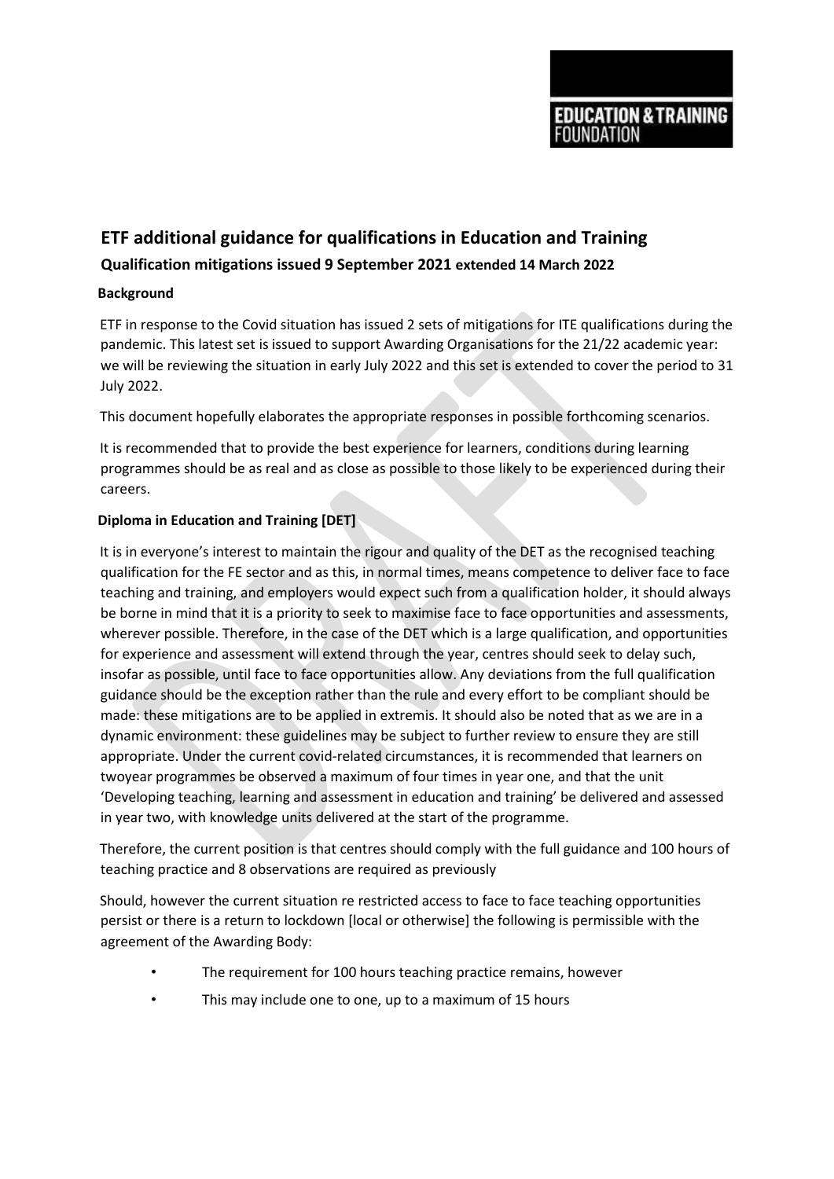# ETF additional guidance for qualifications in Education and Training

## Qualification mitigations issued 9 September 2021 extended 14 March 2022

### Background

ETF in response to the Covid situation has issued 2 sets of mitigations for ITE qualifications during the pandemic. This latest set is issued to support Awarding Organisations for the 21/22 academic year: we will be reviewing the situation in early July 2022 and this set is extended to cover the period to 31 July 2022.

This document hopefully elaborates the appropriate responses in possible forthcoming scenarios.

It is recommended that to provide the best experience for learners, conditions during learning programmes should be as real and as close as possible to those likely to be experienced during their careers.

### Diploma in Education and Training [DET]

It is in everyone's interest to maintain the rigour and quality of the DET as the recognised teaching qualification for the FE sector and as this, in normal times, means competence to deliver face to face teaching and training, and employers would expect such from a qualification holder, it should always be borne in mind that it is a priority to seek to maximise face to face opportunities and assessments, wherever possible. Therefore, in the case of the DET which is a large qualification, and opportunities for experience and assessment will extend through the year, centres should seek to delay such, insofar as possible, until face to face opportunities allow. Any deviations from the full qualification guidance should be the exception rather than the rule and every effort to be compliant should be made: these mitigations are to be applied in extremis. It should also be noted that as we are in a dynamic environment: these guidelines may be subject to further review to ensure they are still appropriate. Under the current covid-related circumstances, it is recommended that learners on twoyear programmes be observed a maximum of four times in year one, and that the unit 'Developing teaching, learning and assessment in education and training' be delivered and assessed in year two, with knowledge units delivered at the start of the programme.

Therefore, the current position is that centres should comply with the full guidance and 100 hours of teaching practice and 8 observations are required as previously

Should, however the current situation re restricted access to face to face teaching opportunities persist or there is a return to lockdown [local or otherwise] the following is permissible with the agreement of the Awarding Body:

- The requirement for 100 hours teaching practice remains, however
- This may include one to one, up to a maximum of 15 hours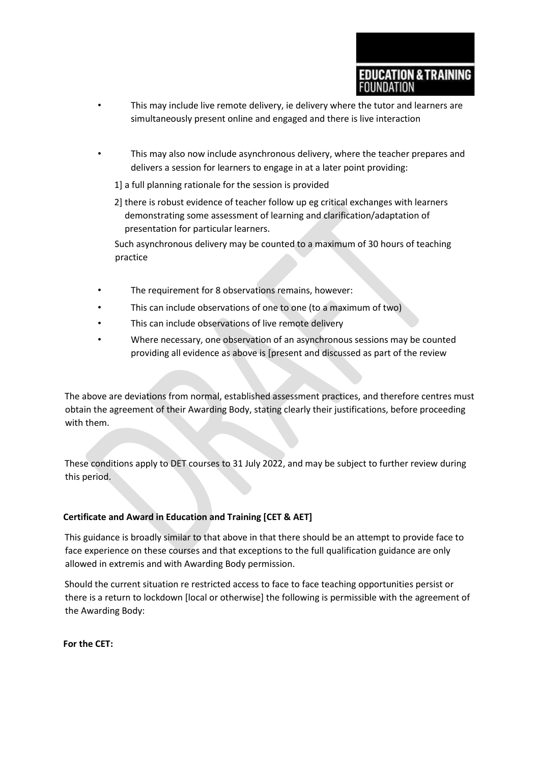- This may include live remote delivery, ie delivery where the tutor and learners are simultaneously present online and engaged and there is live interaction

- This may also now include asynchronous delivery, where the teacher prepares and delivers a session for learners to engage in at a later point providing:

  1] a full planning rationale for the session is provided

  2] there is robust evidence of teacher follow up eg critical exchanges with learners demonstrating some assessment of learning and clarification/adaptation of presentation for particular learners.

  Such asynchronous delivery may be counted to a maximum of 30 hours of teaching practice

- The requirement for 8 observations remains, however:
- This can include observations of one to one (to a maximum of two)
- This can include observations of live remote delivery
- Where necessary, one observation of an asynchronous sessions may be counted providing all evidence as above is [present and discussed as part of the review

The above are deviations from normal, established assessment practices, and therefore centres must obtain the agreement of their Awarding Body, stating clearly their justifications, before proceeding with them.

These conditions apply to DET courses to 31 July 2022, and may be subject to further review during this period.

**Certificate and Award in Education and Training [CET & AET]**

This guidance is broadly similar to that above in that there should be an attempt to provide face to face experience on these courses and that exceptions to the full qualification guidance are only allowed in extremis and with Awarding Body permission.

Should the current situation re restricted access to face to face teaching opportunities persist or there is a return to lockdown [local or otherwise] the following is permissible with the agreement of the Awarding Body:

**For the CET:**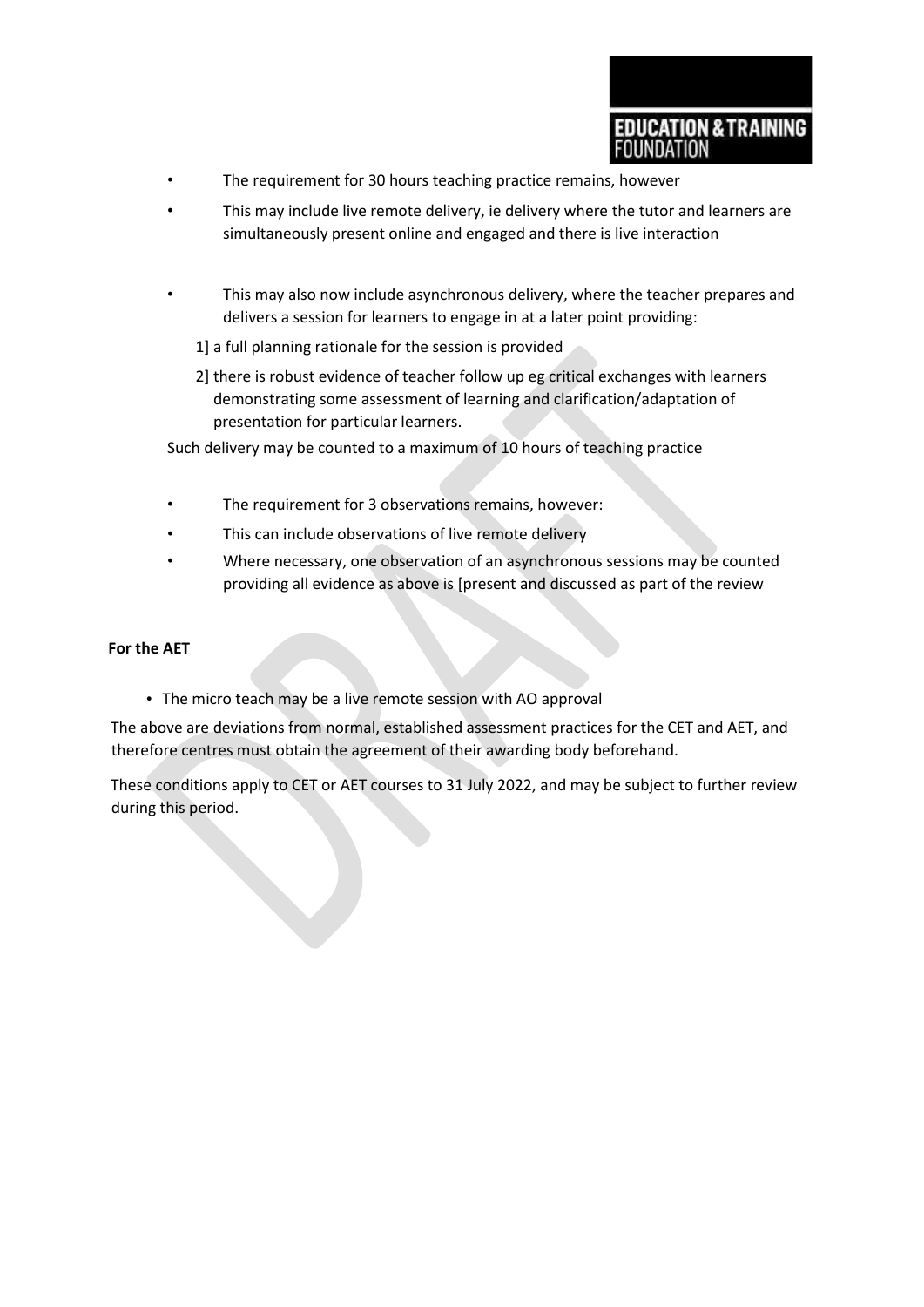- The requirement for 30 hours teaching practice remains, however
- This may include live remote delivery, ie delivery where the tutor and learners are simultaneously present online and engaged and there is live interaction
- This may also now include asynchronous delivery, where the teacher prepares and delivers a session for learners to engage in at a later point providing:

  1] a full planning rationale for the session is provided

  2] there is robust evidence of teacher follow up eg critical exchanges with learners demonstrating some assessment of learning and clarification/adaptation of presentation for particular learners.

  Such delivery may be counted to a maximum of 10 hours of teaching practice

- The requirement for 3 observations remains, however:
- This can include observations of live remote delivery
- Where necessary, one observation of an asynchronous sessions may be counted providing all evidence as above is [present and discussed as part of the review

**For the AET**

- The micro teach may be a live remote session with AO approval

The above are deviations from normal, established assessment practices for the CET and AET, and therefore centres must obtain the agreement of their awarding body beforehand.

These conditions apply to CET or AET courses to 31 July 2022, and may be subject to further review during this period.